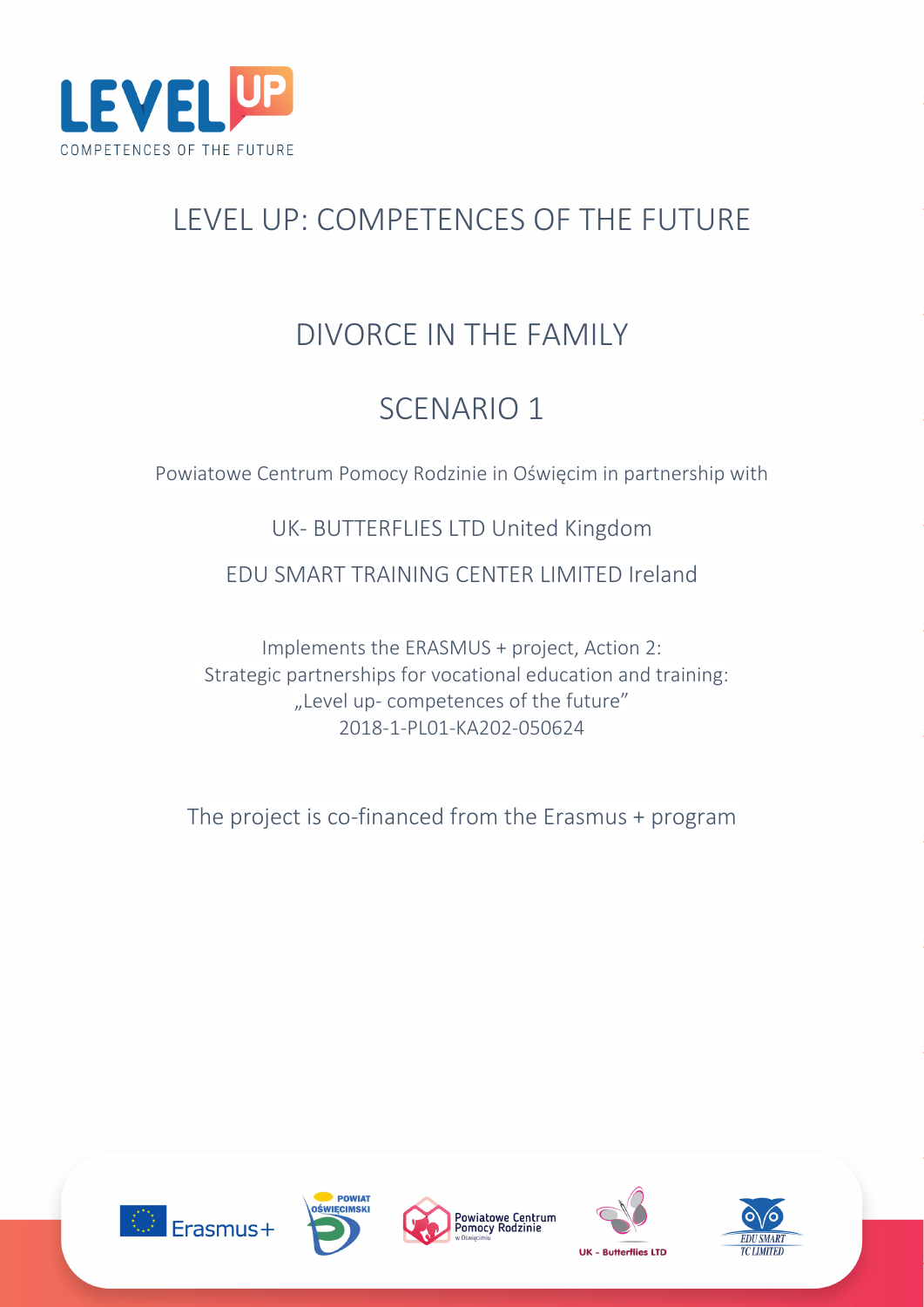# LEVEL UP: COMPETENCES OF THE FUTURE

## DIVORCE IN THE FAMILY

## SCENARIO 1

Powiatowe Centrum Pomocy Rodzinie in Oświęcim in partnership with

UK- BUTTERFLIES LTD United Kingdom

EDU SMART TRAINING CENTER LIMITED Ireland

Implements the ERASMUS + project, Action 2:
Strategic partnerships for vocational education and training:
„Level up- competences of the future"
2018-1-PL01-KA202-050624

The project is co-financed from the Erasmus + program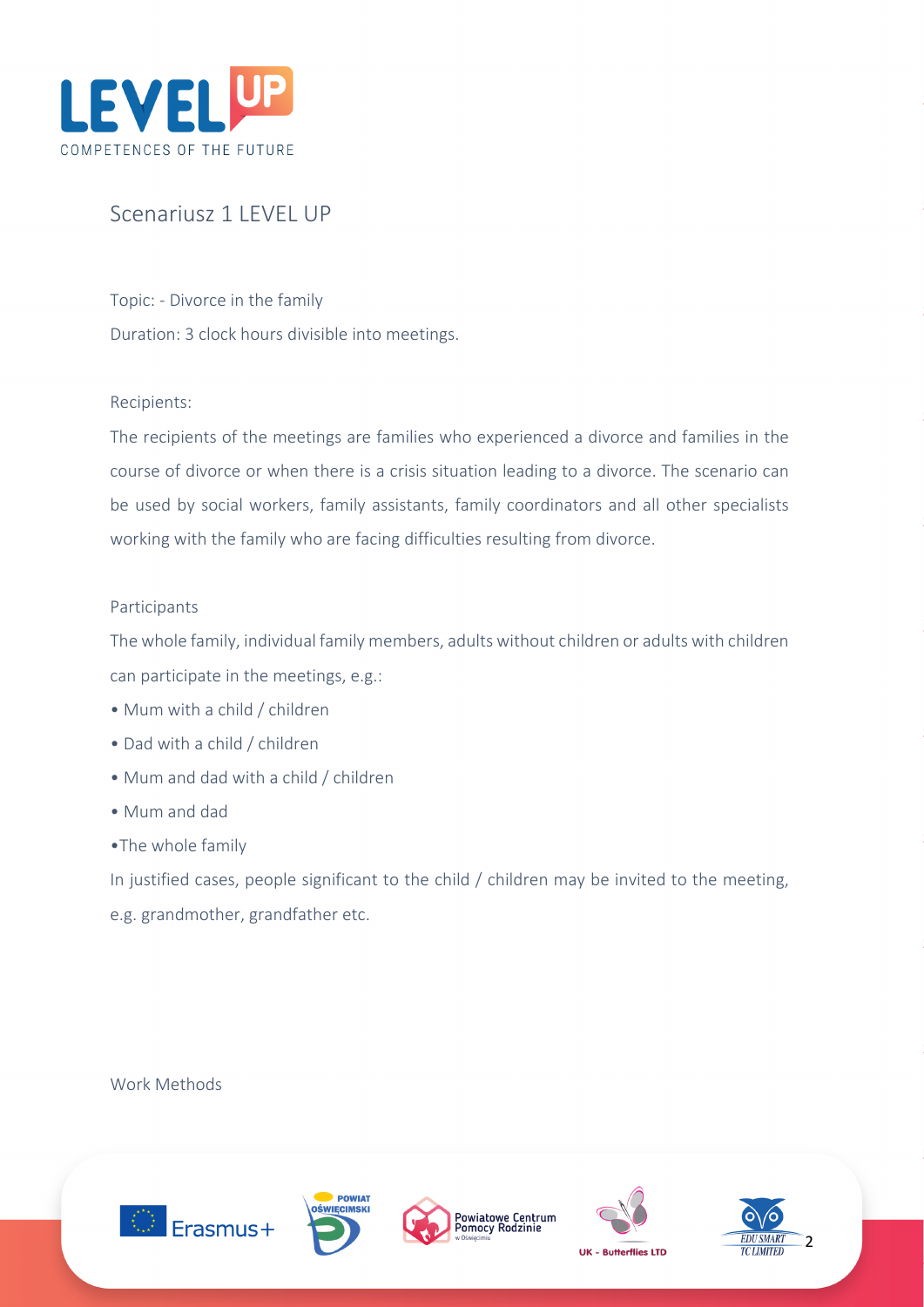# Scenariusz 1 LEVEL UP

Topic: - Divorce in the family

Duration: 3 clock hours divisible into meetings.

Recipients:

The recipients of the meetings are families who experienced a divorce and families in the course of divorce or when there is a crisis situation leading to a divorce. The scenario can be used by social workers, family assistants, family coordinators and all other specialists working with the family who are facing difficulties resulting from divorce.

Participants

The whole family, individual family members, adults without children or adults with children can participate in the meetings, e.g.:

- Mum with a child / children
- Dad with a child / children
- Mum and dad with a child / children
- Mum and dad
- The whole family

In justified cases, people significant to the child / children may be invited to the meeting, e.g. grandmother, grandfather etc.

Work Methods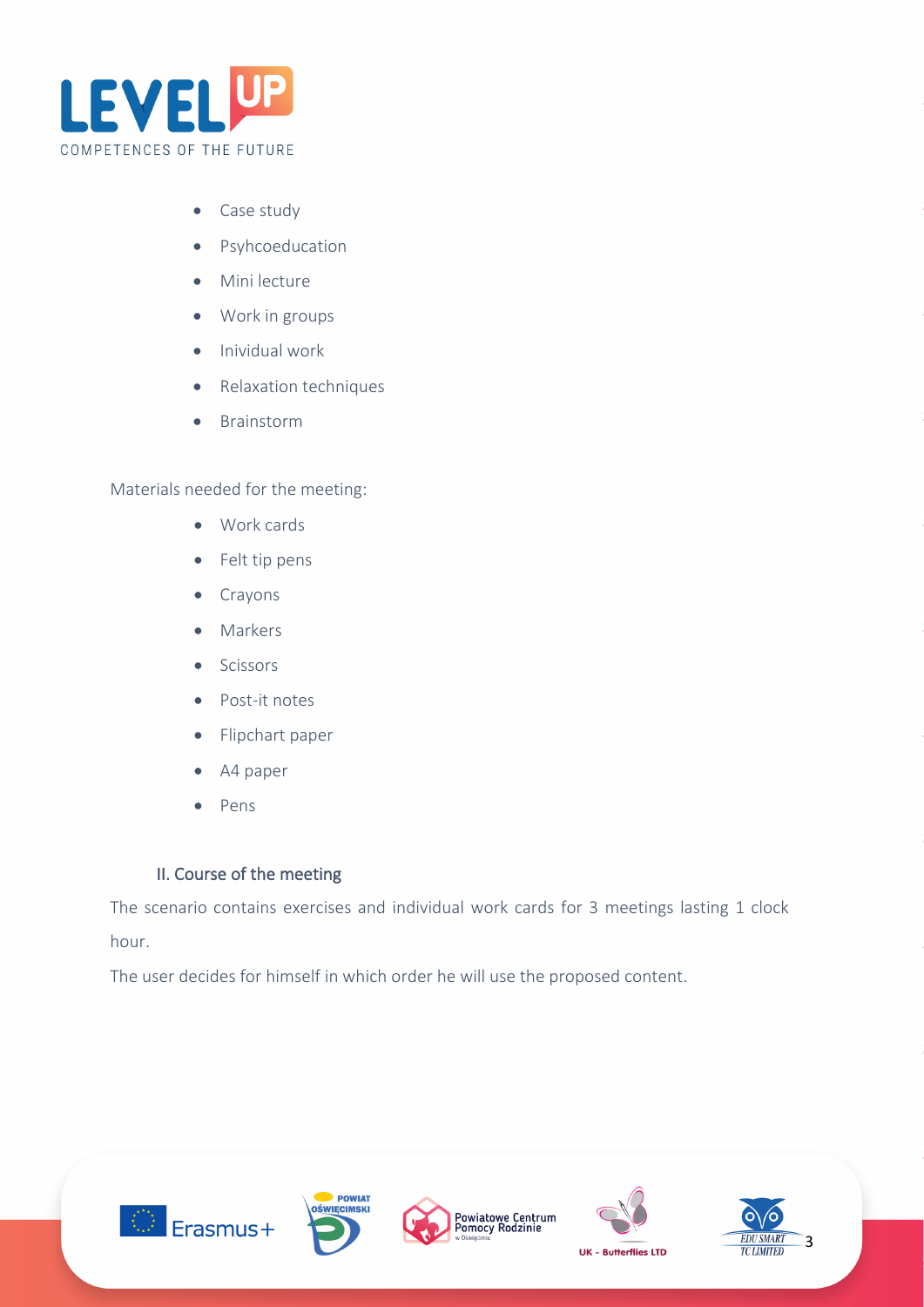- Case study
- Psyhcoeducation
- Mini lecture
- Work in groups
- Inividual work
- Relaxation techniques
- Brainstorm

Materials needed for the meeting:

- Work cards
- Felt tip pens
- Crayons
- Markers
- Scissors
- Post-it notes
- Flipchart paper
- A4 paper
- Pens

## II. Course of the meeting

The scenario contains exercises and individual work cards for 3 meetings lasting 1 clock hour.

The user decides for himself in which order he will use the proposed content.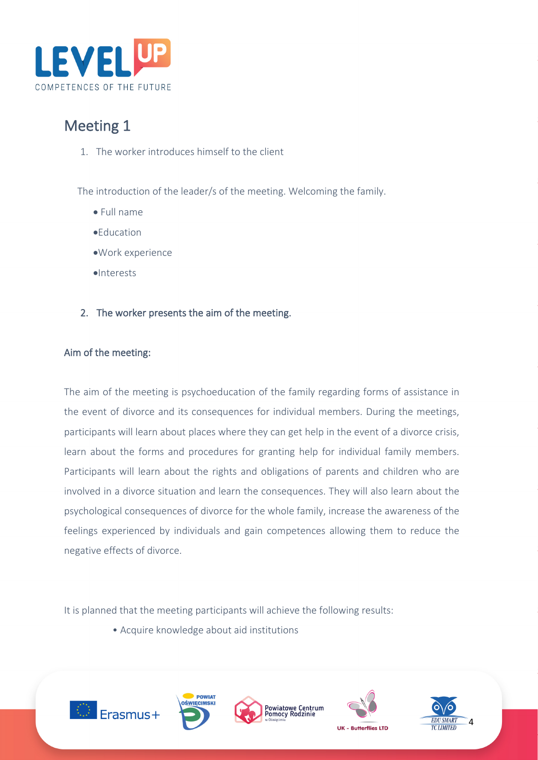## Meeting 1

1. The worker introduces himself to the client

The introduction of the leader/s of the meeting. Welcoming the family.

- Full name
- Education
- Work experience
- Interests

2. The worker presents the aim of the meeting.

### Aim of the meeting:

The aim of the meeting is psychoeducation of the family regarding forms of assistance in the event of divorce and its consequences for individual members. During the meetings, participants will learn about places where they can get help in the event of a divorce crisis, learn about the forms and procedures for granting help for individual family members. Participants will learn about the rights and obligations of parents and children who are involved in a divorce situation and learn the consequences. They will also learn about the psychological consequences of divorce for the whole family, increase the awareness of the feelings experienced by individuals and gain competences allowing them to reduce the negative effects of divorce.

It is planned that the meeting participants will achieve the following results:

- Acquire knowledge about aid institutions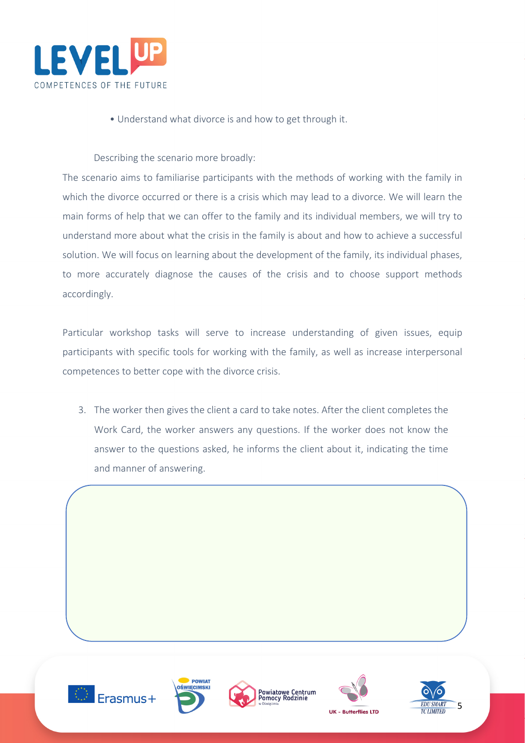- Understand what divorce is and how to get through it.

Describing the scenario more broadly:

The scenario aims to familiarise participants with the methods of working with the family in which the divorce occurred or there is a crisis which may lead to a divorce. We will learn the main forms of help that we can offer to the family and its individual members, we will try to understand more about what the crisis in the family is about and how to achieve a successful solution. We will focus on learning about the development of the family, its individual phases, to more accurately diagnose the causes of the crisis and to choose support methods accordingly.

Particular workshop tasks will serve to increase understanding of given issues, equip participants with specific tools for working with the family, as well as increase interpersonal competences to better cope with the divorce crisis.

3. The worker then gives the client a card to take notes. After the client completes the Work Card, the worker answers any questions. If the worker does not know the answer to the questions asked, he informs the client about it, indicating the time and manner of answering.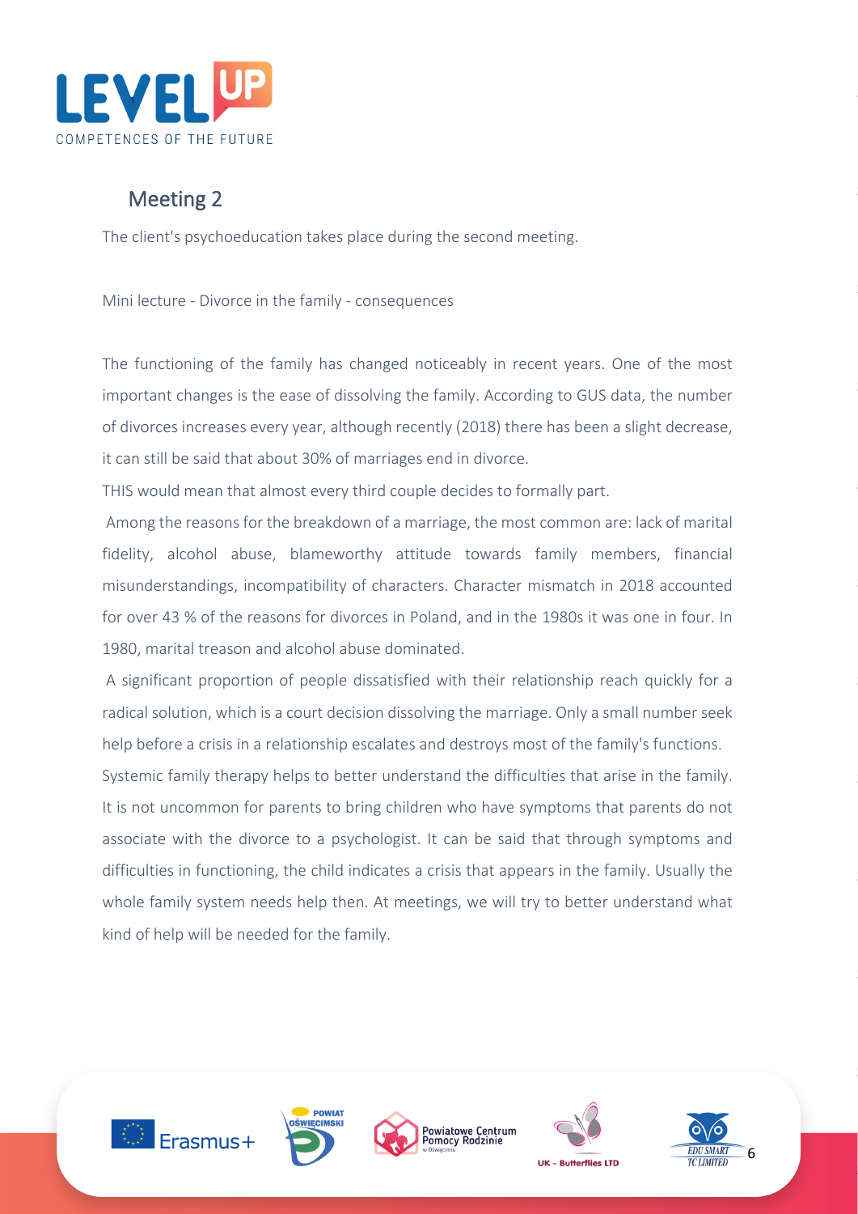## Meeting 2

The client's psychoeducation takes place during the second meeting.

Mini lecture - Divorce in the family - consequences

The functioning of the family has changed noticeably in recent years. One of the most important changes is the ease of dissolving the family. According to GUS data, the number of divorces increases every year, although recently (2018) there has been a slight decrease, it can still be said that about 30% of marriages end in divorce.

THIS would mean that almost every third couple decides to formally part.

Among the reasons for the breakdown of a marriage, the most common are: lack of marital fidelity, alcohol abuse, blameworthy attitude towards family members, financial misunderstandings, incompatibility of characters. Character mismatch in 2018 accounted for over 43 % of the reasons for divorces in Poland, and in the 1980s it was one in four. In 1980, marital treason and alcohol abuse dominated.

A significant proportion of people dissatisfied with their relationship reach quickly for a radical solution, which is a court decision dissolving the marriage. Only a small number seek help before a crisis in a relationship escalates and destroys most of the family's functions.

Systemic family therapy helps to better understand the difficulties that arise in the family. It is not uncommon for parents to bring children who have symptoms that parents do not associate with the divorce to a psychologist. It can be said that through symptoms and difficulties in functioning, the child indicates a crisis that appears in the family. Usually the whole family system needs help then. At meetings, we will try to better understand what kind of help will be needed for the family.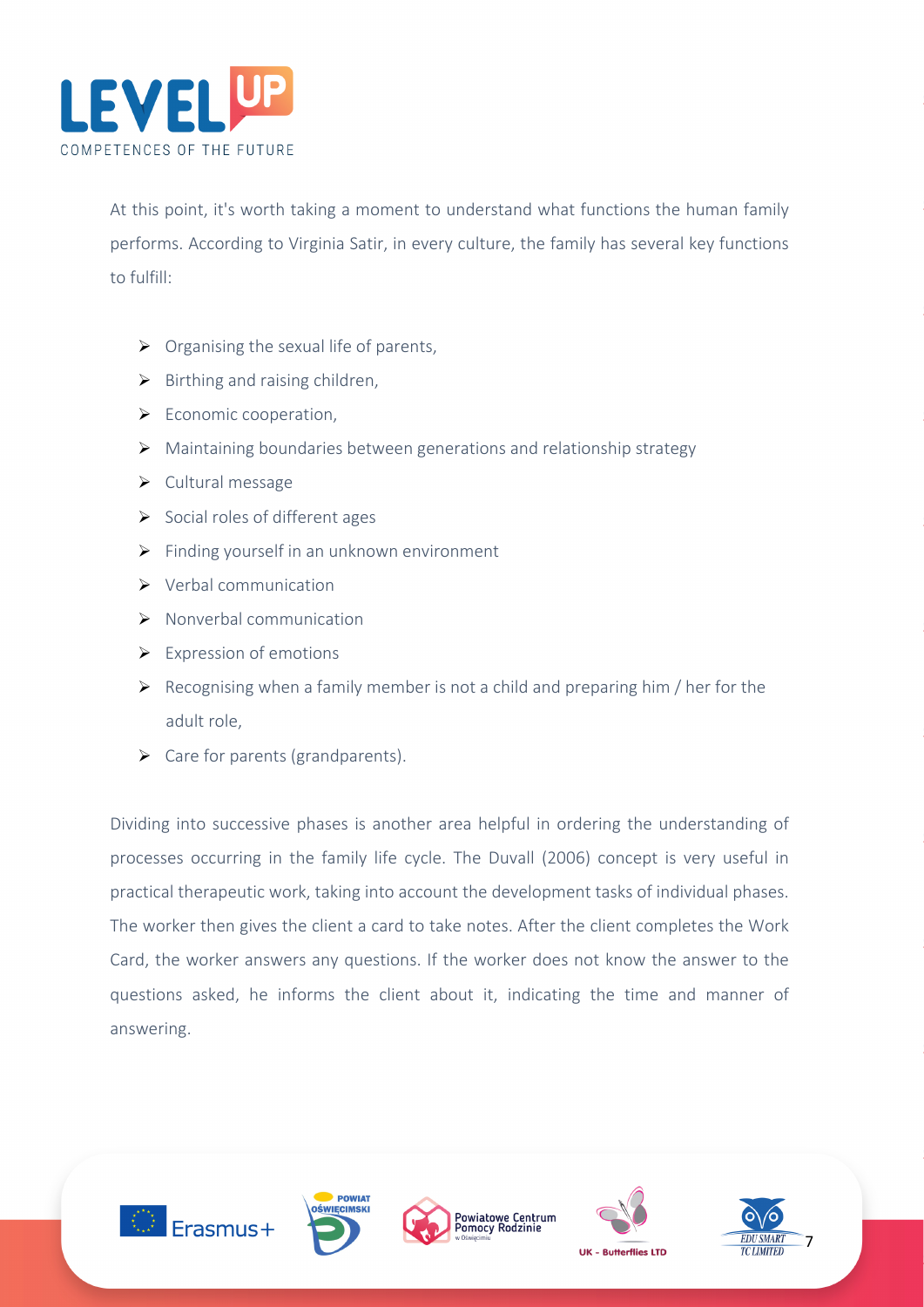At this point, it's worth taking a moment to understand what functions the human family performs. According to Virginia Satir, in every culture, the family has several key functions to fulfill:

- Organising the sexual life of parents,
- Birthing and raising children,
- Economic cooperation,
- Maintaining boundaries between generations and relationship strategy
- Cultural message
- Social roles of different ages
- Finding yourself in an unknown environment
- Verbal communication
- Nonverbal communication
- Expression of emotions
- Recognising when a family member is not a child and preparing him / her for the adult role,
- Care for parents (grandparents).

Dividing into successive phases is another area helpful in ordering the understanding of processes occurring in the family life cycle. The Duvall (2006) concept is very useful in practical therapeutic work, taking into account the development tasks of individual phases. The worker then gives the client a card to take notes. After the client completes the Work Card, the worker answers any questions. If the worker does not know the answer to the questions asked, he informs the client about it, indicating the time and manner of answering.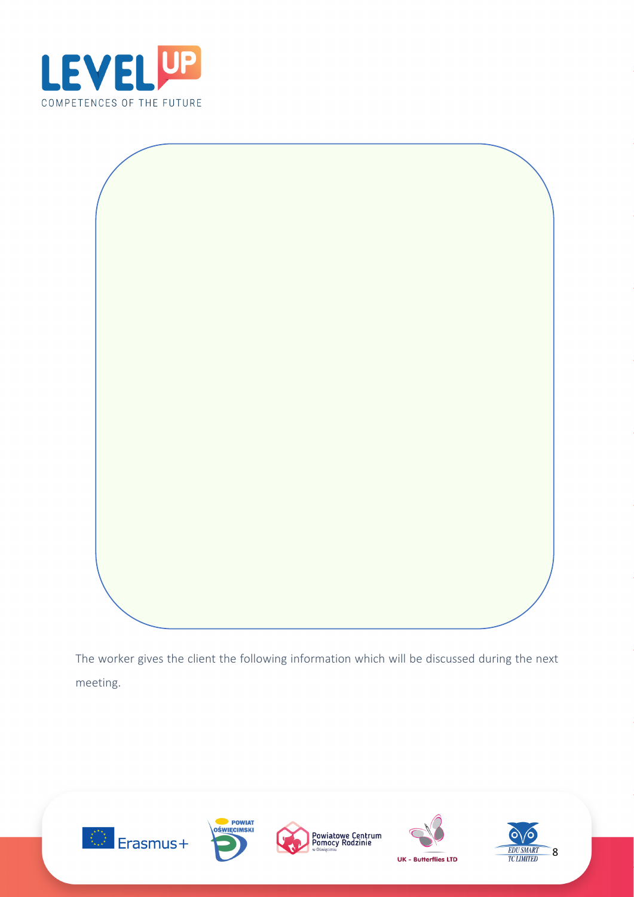The worker gives the client the following information which will be discussed during the next meeting.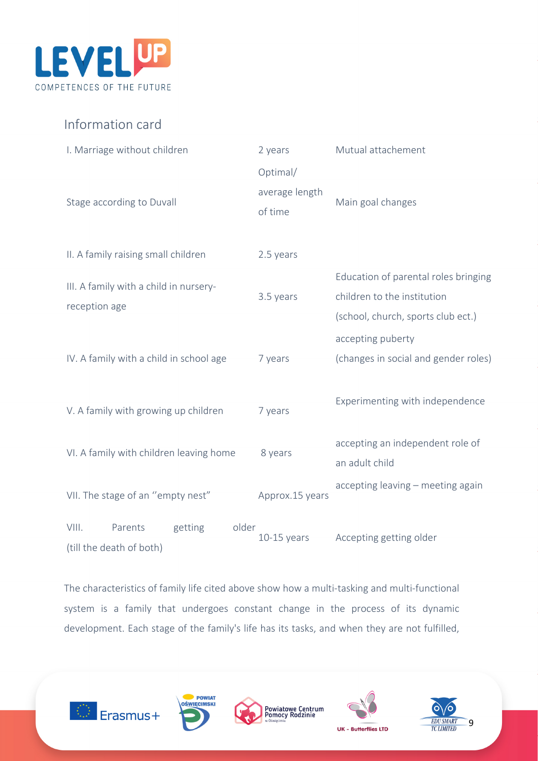Information card

| I. Marriage without children | 2 years | Mutual attachement |
|---|---|---|
| Stage according to Duvall | Optimal/ average length of time | Main goal changes |
| II. A family raising small children | 2.5 years | |
| III. A family with a child in nursery-reception age | 3.5 years | Education of parental roles bringing children to the institution (school, church, sports club ect.) |
| IV. A family with a child in school age | 7 years | accepting puberty (changes in social and gender roles) |
| V. A family with growing up children | 7 years | Experimenting with independence |
| VI. A family with children leaving home | 8 years | accepting an independent role of an adult child |
| VII. The stage of an ''empty nest" | Approx.15 years | accepting leaving – meeting again |
| VIII. Parents getting older (till the death of both) | 10-15 years | Accepting getting older |

The characteristics of family life cited above show how a multi-tasking and multi-functional system is a family that undergoes constant change in the process of its dynamic development. Each stage of the family's life has its tasks, and when they are not fulfilled,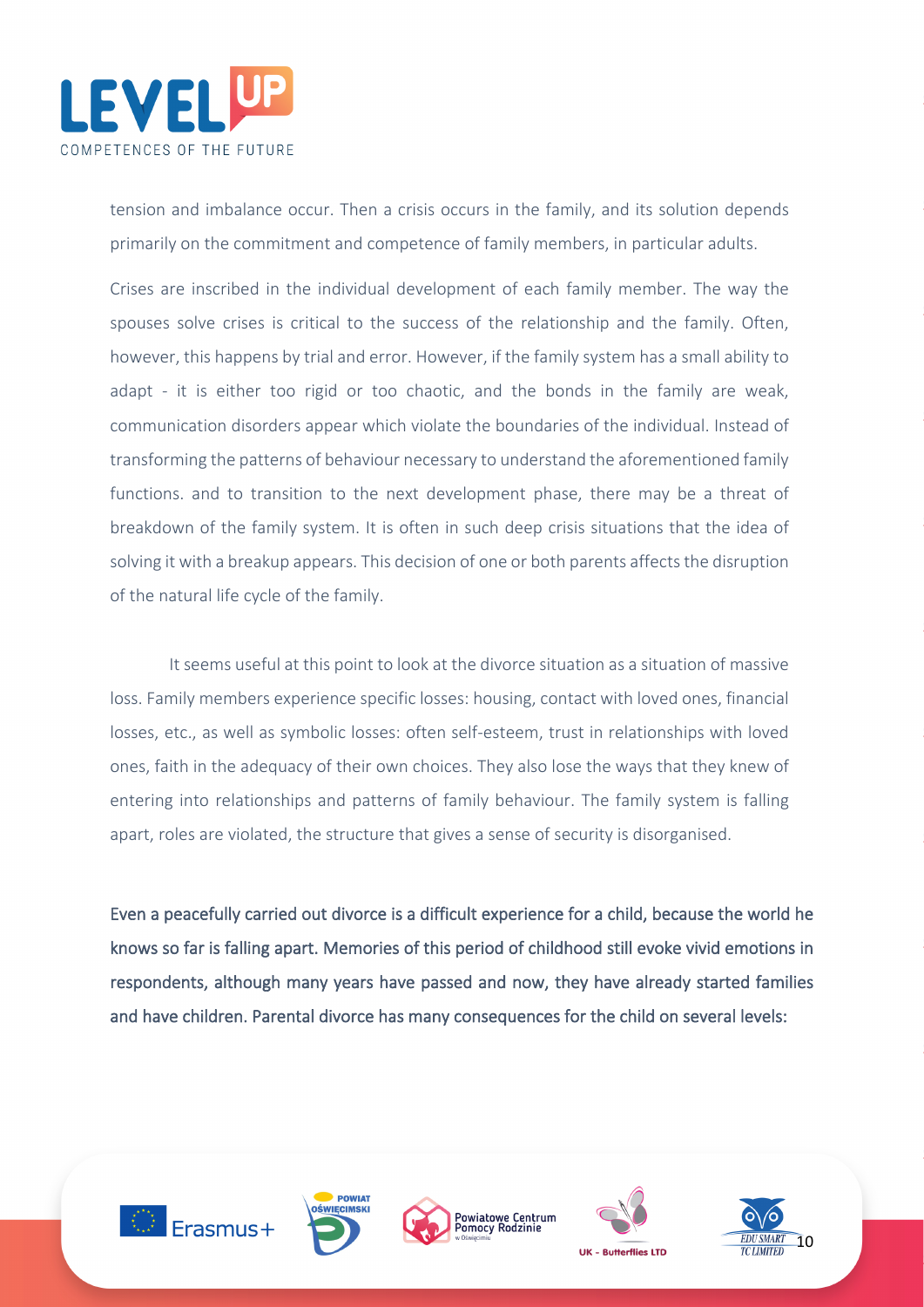tension and imbalance occur. Then a crisis occurs in the family, and its solution depends primarily on the commitment and competence of family members, in particular adults.

Crises are inscribed in the individual development of each family member. The way the spouses solve crises is critical to the success of the relationship and the family. Often, however, this happens by trial and error. However, if the family system has a small ability to adapt - it is either too rigid or too chaotic, and the bonds in the family are weak, communication disorders appear which violate the boundaries of the individual. Instead of transforming the patterns of behaviour necessary to understand the aforementioned family functions. and to transition to the next development phase, there may be a threat of breakdown of the family system. It is often in such deep crisis situations that the idea of solving it with a breakup appears. This decision of one or both parents affects the disruption of the natural life cycle of the family.

It seems useful at this point to look at the divorce situation as a situation of massive loss. Family members experience specific losses: housing, contact with loved ones, financial losses, etc., as well as symbolic losses: often self-esteem, trust in relationships with loved ones, faith in the adequacy of their own choices. They also lose the ways that they knew of entering into relationships and patterns of family behaviour. The family system is falling apart, roles are violated, the structure that gives a sense of security is disorganised.

Even a peacefully carried out divorce is a difficult experience for a child, because the world he knows so far is falling apart. Memories of this period of childhood still evoke vivid emotions in respondents, although many years have passed and now, they have already started families and have children. Parental divorce has many consequences for the child on several levels: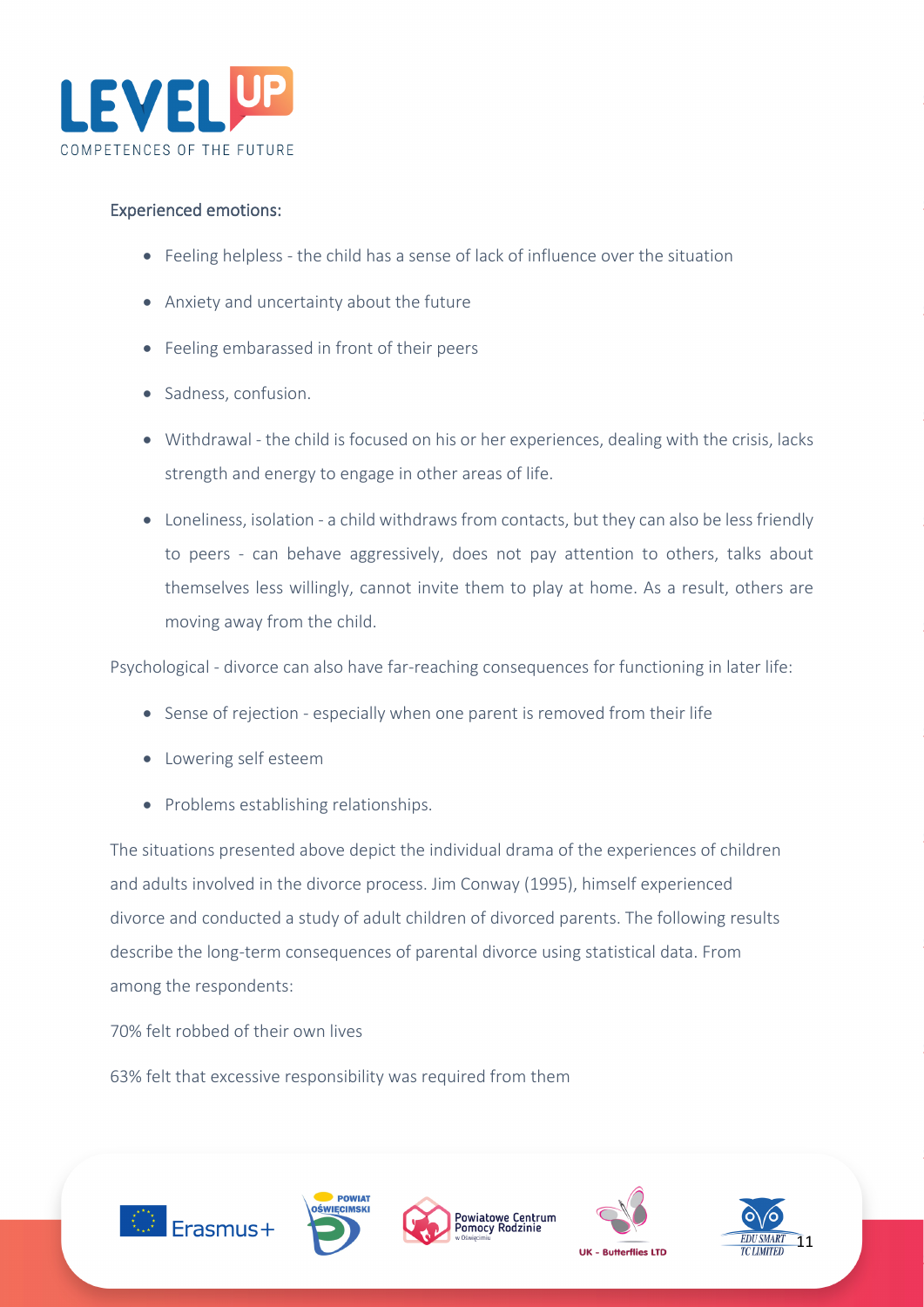Experienced emotions:

- Feeling helpless - the child has a sense of lack of influence over the situation
- Anxiety and uncertainty about the future
- Feeling embarassed in front of their peers
- Sadness, confusion.
- Withdrawal - the child is focused on his or her experiences, dealing with the crisis, lacks strength and energy to engage in other areas of life.
- Loneliness, isolation - a child withdraws from contacts, but they can also be less friendly to peers - can behave aggressively, does not pay attention to others, talks about themselves less willingly, cannot invite them to play at home. As a result, others are moving away from the child.

Psychological - divorce can also have far-reaching consequences for functioning in later life:

- Sense of rejection - especially when one parent is removed from their life
- Lowering self esteem
- Problems establishing relationships.

The situations presented above depict the individual drama of the experiences of children and adults involved in the divorce process. Jim Conway (1995), himself experienced divorce and conducted a study of adult children of divorced parents. The following results describe the long-term consequences of parental divorce using statistical data. From among the respondents:

70% felt robbed of their own lives

63% felt that excessive responsibility was required from them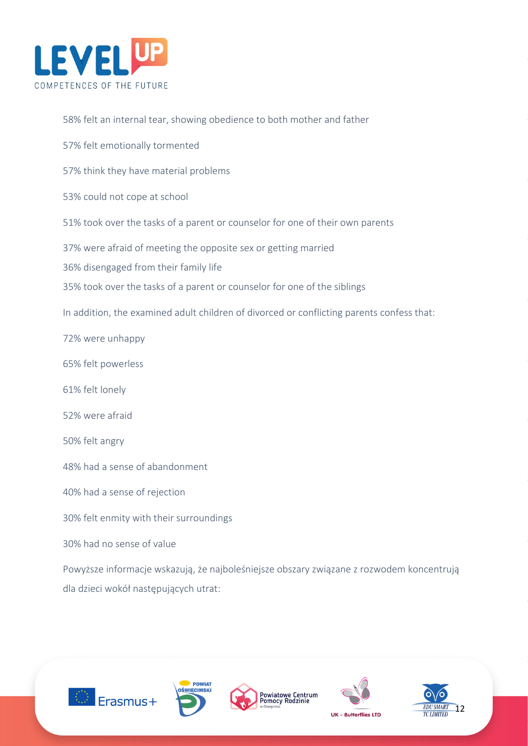58% felt an internal tear, showing obedience to both mother and father

57% felt emotionally tormented

57% think they have material problems

53% could not cope at school

51% took over the tasks of a parent or counselor for one of their own parents

37% were afraid of meeting the opposite sex or getting married

36% disengaged from their family life

35% took over the tasks of a parent or counselor for one of the siblings

In addition, the examined adult children of divorced or conflicting parents confess that:

72% were unhappy

65% felt powerless

61% felt lonely

52% were afraid

50% felt angry

48% had a sense of abandonment

40% had a sense of rejection

30% felt enmity with their surroundings

30% had no sense of value

Powyższe informacje wskazują, że najboleśniejsze obszary związane z rozwodem koncentrują dla dzieci wokół następujących utrat: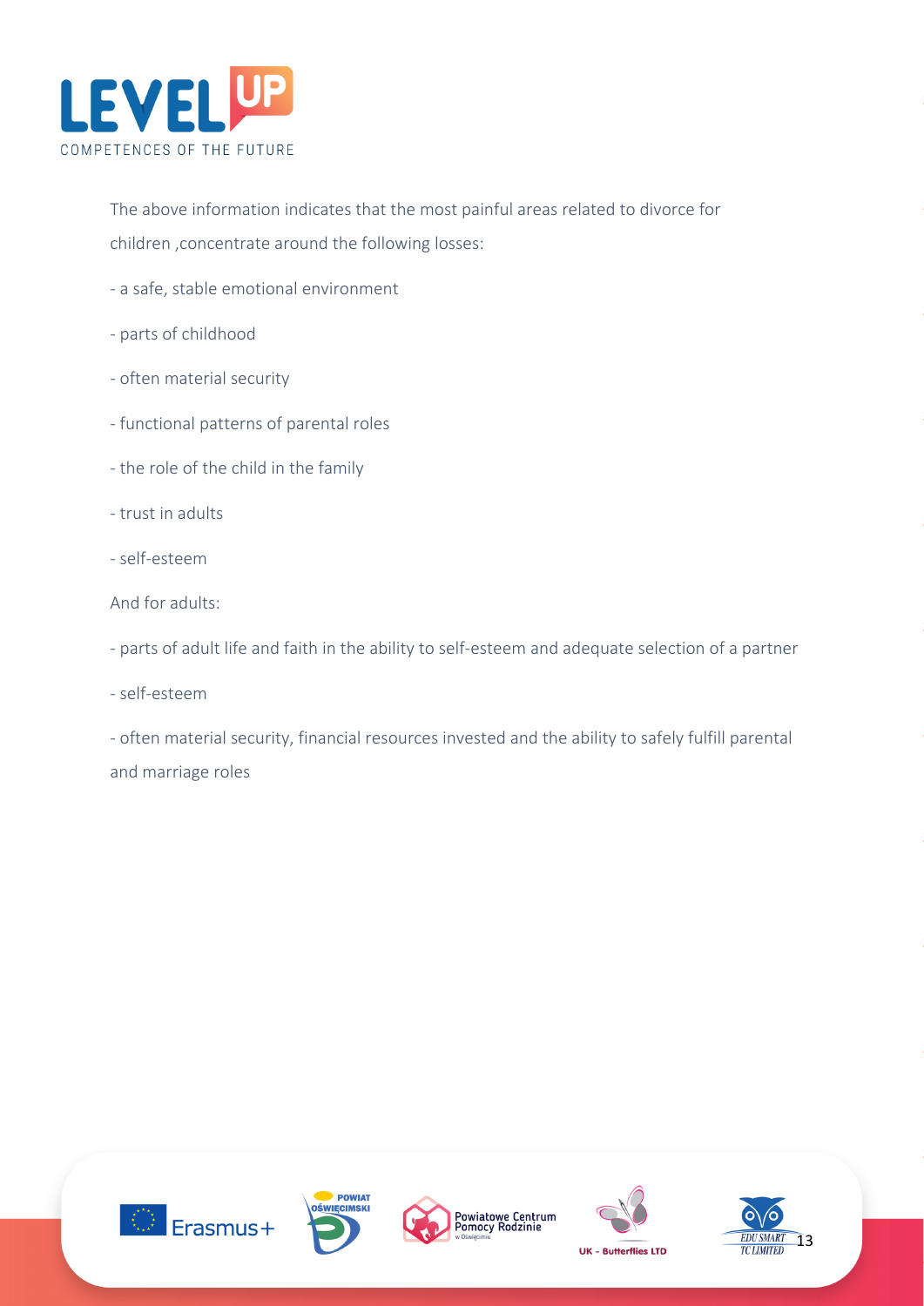The above information indicates that the most painful areas related to divorce for children ,concentrate around the following losses:

- a safe, stable emotional environment
- parts of childhood
- often material security
- functional patterns of parental roles
- the role of the child in the family
- trust in adults
- self-esteem

And for adults:

- parts of adult life and faith in the ability to self-esteem and adequate selection of a partner
- self-esteem
- often material security, financial resources invested and the ability to safely fulfill parental and marriage roles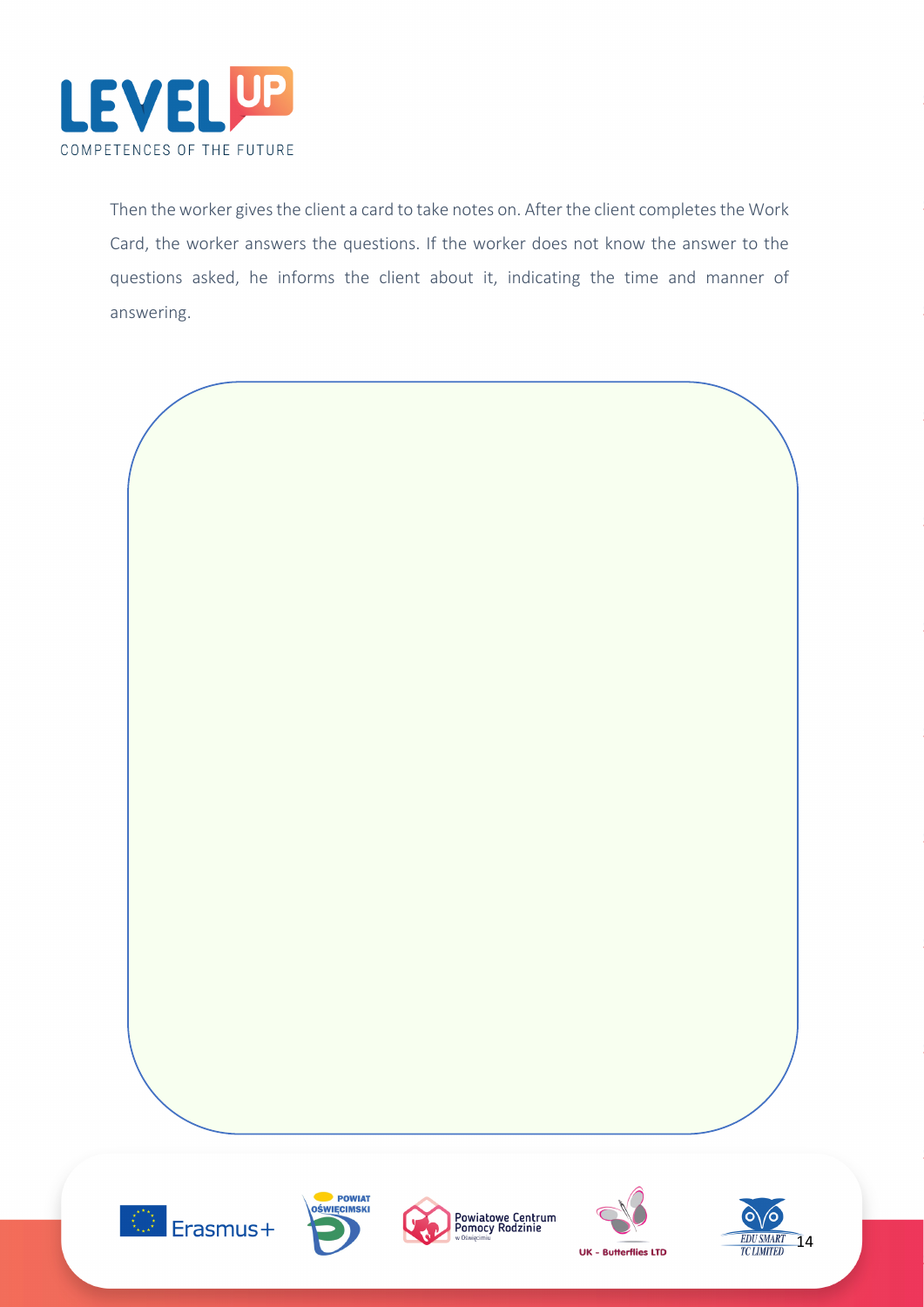Then the worker gives the client a card to take notes on. After the client completes the Work Card, the worker answers the questions. If the worker does not know the answer to the questions asked, he informs the client about it, indicating the time and manner of answering.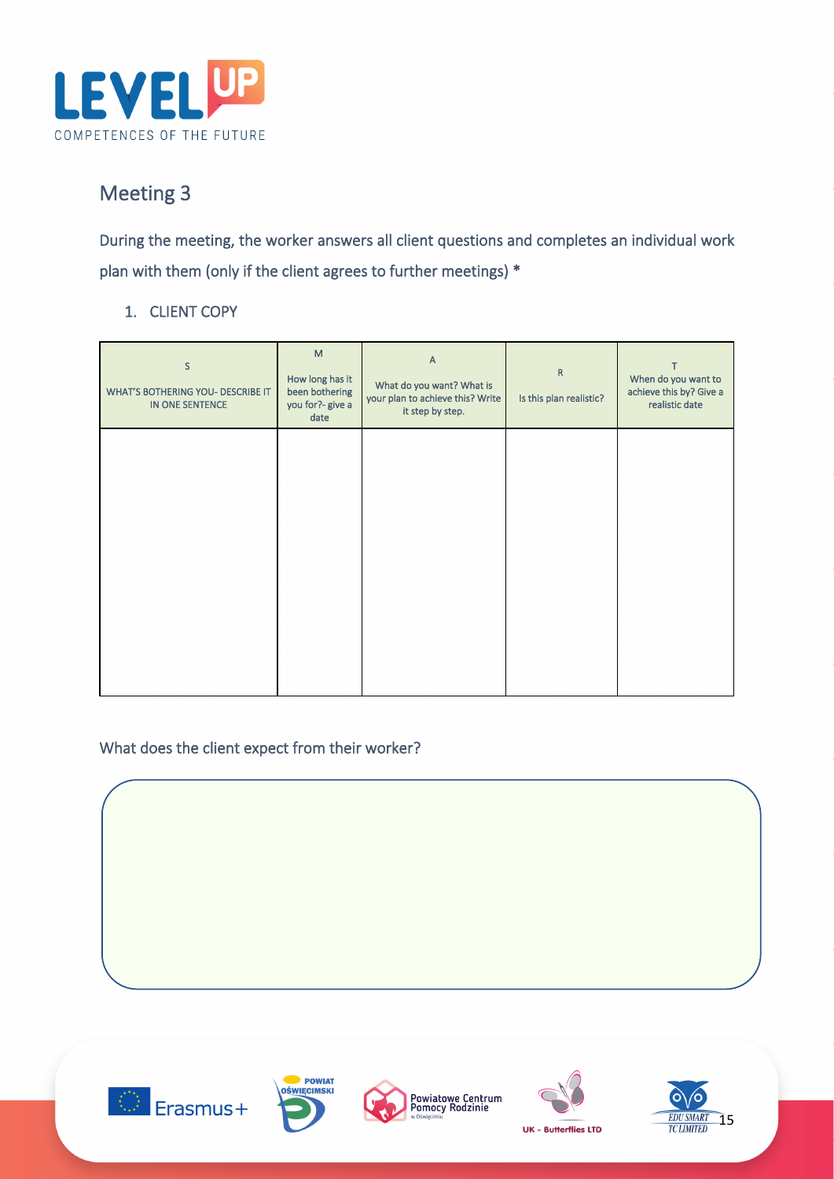## Meeting 3

During the meeting, the worker answers all client questions and completes an individual work plan with them (only if the client agrees to further meetings) *

1. CLIENT COPY

| S<br><br>WHAT'S BOTHERING YOU- DESCRIBE IT IN ONE SENTENCE | M<br><br>How long has it been bothering you for?- give a date | A<br><br>What do you want? What is your plan to achieve this? Write it step by step. | R<br><br>Is this plan realistic? | T<br><br>When do you want to achieve this by? Give a realistic date |
|---|---|---|---|---|
| | | | | |

What does the client expect from their worker?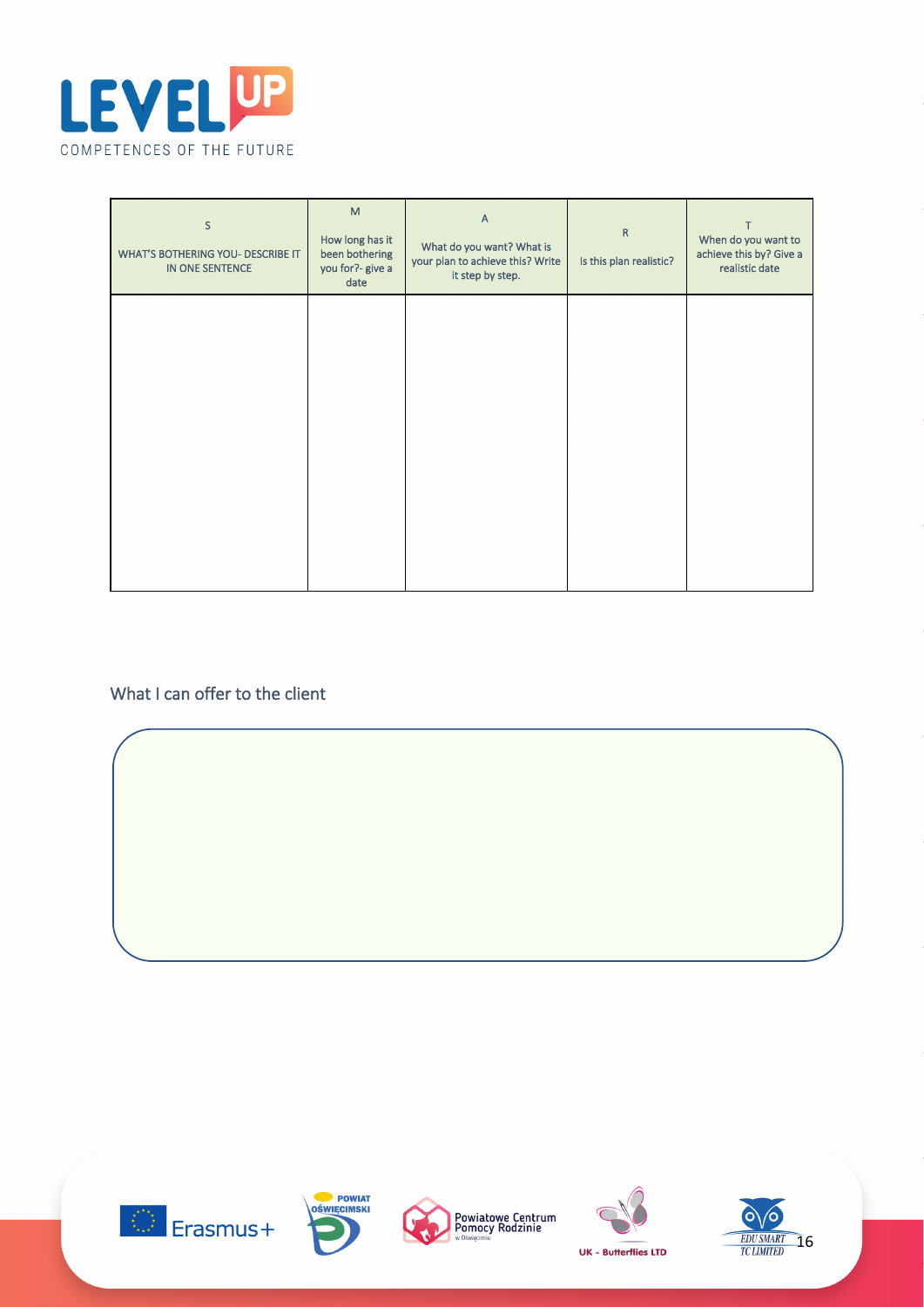| S<br>WHAT'S BOTHERING YOU- DESCRIBE IT IN ONE SENTENCE | M<br>How long has it been bothering you for?- give a date | A<br>What do you want? What is your plan to achieve this? Write it step by step. | R<br>Is this plan realistic? | T<br>When do you want to achieve this by? Give a realistic date |
|---|---|---|---|---|
| | | | | |

What I can offer to the client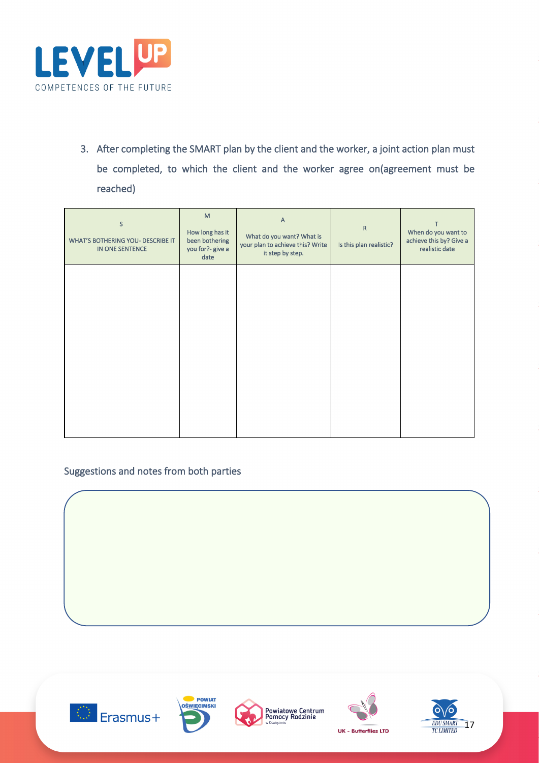3. After completing the SMART plan by the client and the worker, a joint action plan must be completed, to which the client and the worker agree on(agreement must be reached)

| S<br>WHAT'S BOTHERING YOU- DESCRIBE IT IN ONE SENTENCE | M<br>How long has it been bothering you for?- give a date | A<br>What do you want? What is your plan to achieve this? Write it step by step. | R<br>Is this plan realistic? | T<br>When do you want to achieve this by? Give a realistic date |
|---|---|---|---|---|
| | | | | |

Suggestions and notes from both parties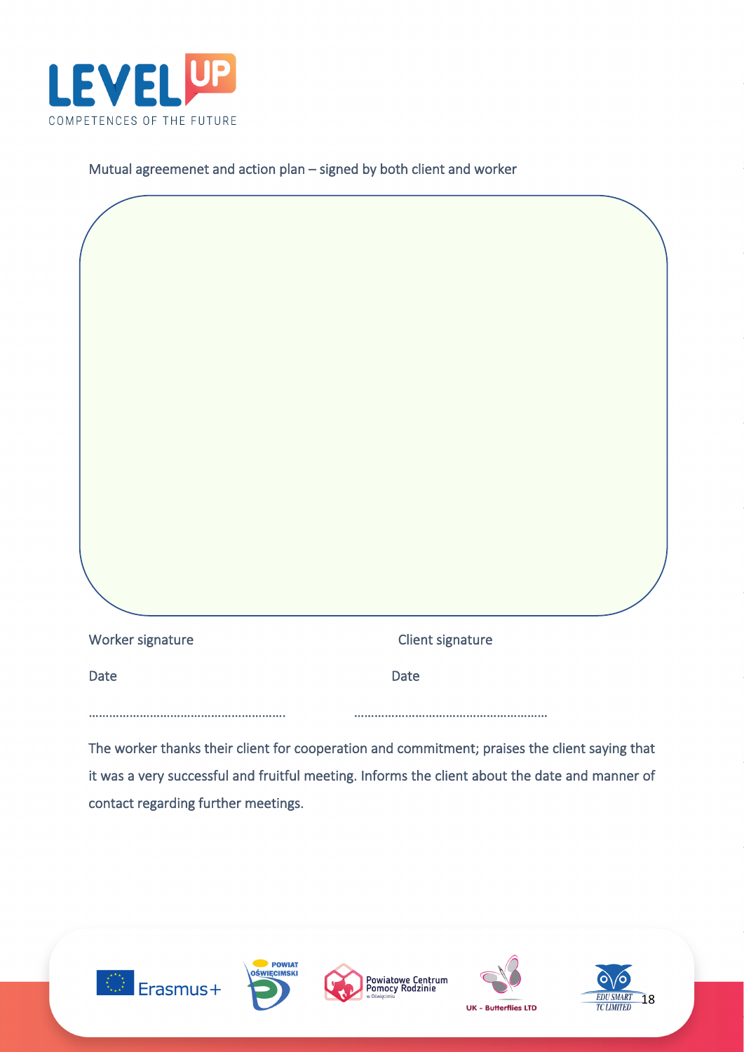Mutual agreemenet and action plan – signed by both client and worker

Worker signature

Date

……………………………………………………

Client signature

Date

……………………………………………………

The worker thanks their client for cooperation and commitment; praises the client saying that it was a very successful and fruitful meeting. Informs the client about the date and manner of contact regarding further meetings.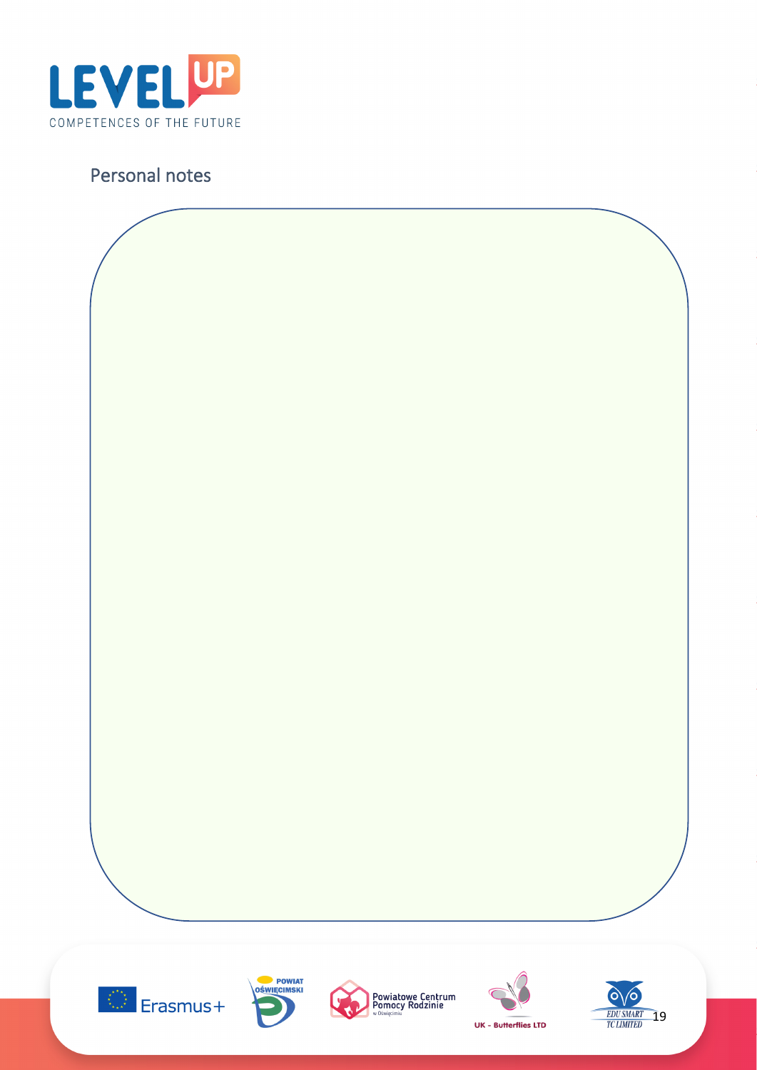Personal notes